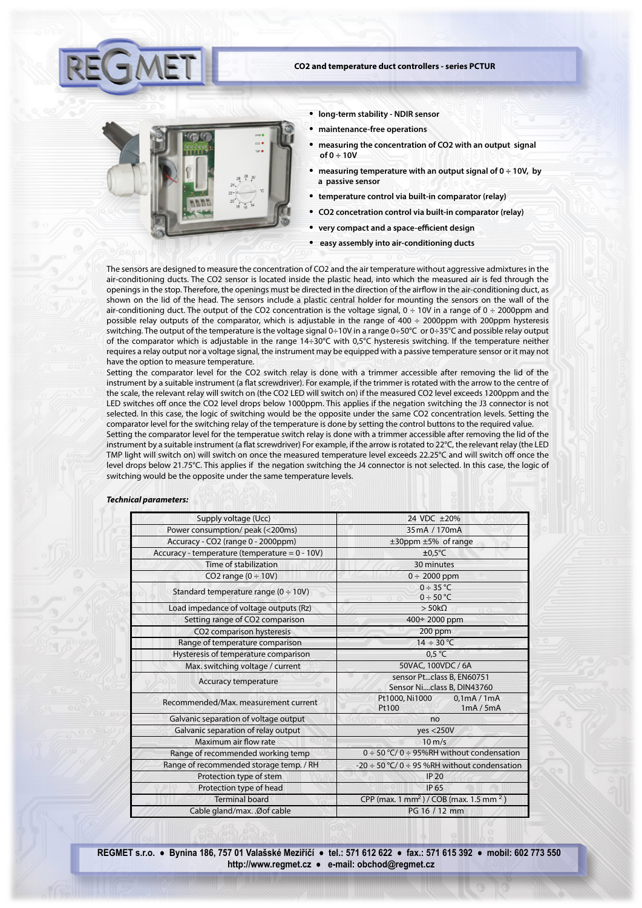# CO2 and temperature duct controllers - series PCTUR

- long-term stability - NDIR sensor
- maintenance-free operations
- measuring the concentration of $CO_2$ with an output signal of 0 ÷ 10V
- measuring temperature with an output signal of 0 ÷ 10V, by a passive sensor
- temperature control via built-in comparator (relay)
- $CO_2$ concetration control via built-in comparator (relay)
- very compact and a space-efficient design
- easy assembly into air-conditioning ducts

The sensors are designed to measure the concentration of $CO_2$ and the air temperature without aggressive admixtures in the air-conditioning ducts. The $CO_2$ sensor is located inside the plastic head, into which the measured air is fed through the openings in the stop. Therefore, the openings must be directed in the direction of the airflow in the air-conditioning duct, as shown on the lid of the head. The sensors include a plastic central holder for mounting the sensors on the wall of the air-conditioning duct. The output of the $CO_2$ concentration is the voltage signal, 0 ÷ 10V in a range of 0 ÷ 2000ppm and possible relay outputs of the comparator, which is adjustable in the range of 400 ÷ 2000ppm with 200ppm hysteresis switching. The output of the temperature is the voltage signal 0÷10V in a range 0÷50°C or 0÷35°C and possible relay output of the comparator which is adjustable in the range 14÷30°C with 0,5°C hysteresis switching. If the temperature neither requires a relay output nor a voltage signal, the instrument may be equipped with a passive temperature sensor or it may not have the option to measure temperature.

Setting the comparator level for the $CO_2$ switch relay is done with a trimmer accessible after removing the lid of the instrument by a suitable instrument (a flat screwdriver). For example, if the trimmer is rotated with the arrow to the centre of the scale, the relevant relay will switch on (the $CO_2$ LED will switch on) if the measured $CO_2$ level exceeds 1200ppm and the LED switches off once the $CO_2$ level drops below 1000ppm. This applies if the negation switching the J3 connector is not selected. In this case, the logic of switching would be the opposite under the same $CO_2$ concentration levels. Setting the comparator level for the switching relay of the temperature is done by setting the control buttons to the required value.

Setting the comparator level for the temperatue switch relay is done with a trimmer accessible after removing the lid of the instrument by a suitable instrument (a flat screwdriver) For example, if the arrow is rotated to 22°C, the relevant relay (the LED TMP light will switch on) will switch on once the measured temperature level exceeds 22.25°C and will switch off once the level drops below 21.75°C. This applies if the negation switching the J4 connector is not selected. In this case, the logic of switching would be the opposite under the same temperature levels.

***Technical parameters:***

| Parameter | Value |
|---|---|
| Supply voltage (Ucc) | 24 VDC ±20% |
| Power consumption/ peak (<200ms) | 35mA / 170mA |
| Accuracy - CO2 (range 0 - 2000ppm) | ±30ppm ±5% of range |
| Accuracy - temperature (temperature = 0 - 10V) | ±0,5°C |
| Time of stabilization | 30 minutes |
| CO2 range (0 ÷ 10V) | 0 ÷ 2000 ppm |
| Standard temperature range (0 ÷ 10V) | 0 ÷ 35 °C<br>0 ÷ 50 °C |
| Load impedance of voltage outputs (Rz) | > 50kΩ |
| Setting range of CO2 comparison | 400÷ 2000 ppm |
| CO2 comparison hysteresis | 200 ppm |
| Range of temperature comparison | 14 ÷ 30 °C |
| Hysteresis of temperature comparison | 0,5 °C |
| Max. switching voltage / current | 50VAC, 100VDC / 6A |
| Accuracy temperature | sensor Pt...class B, EN60751<br>Sensor Ni....class B, DIN43760 |
| Recommended/Max. measurement current | Pt1000, Ni1000 0,1mA / 1mA<br>Pt100 1mA / 5mA |
| Galvanic separation of voltage output | no |
| Galvanic separation of relay output | yes <250V |
| Maximum air flow rate | 10 m/s |
| Range of recommended working temp | 0 ÷ 50 °C/ 0 ÷ 95%RH without condensation |
| Range of recommended storage temp. / RH | -20 ÷ 50 °C/ 0 ÷ 95 %RH without condensation |
| Protection type of stem | IP 20 |
| Protection type of head | IP 65 |
| Terminal board | CPP (max. 1 mm$^2$) / COB (max. 1.5 mm $^2$) |
| Cable gland/max. Øof cable | PG 16 / 12 mm |

**REGMET s.r.o. • Bynina 186, 757 01 Valašské Meziříčí • tel.: 571 612 622 • fax.: 571 615 392 • mobil: 602 773 550**
**http://www.regmet.cz • e-mail: obchod@regmet.cz**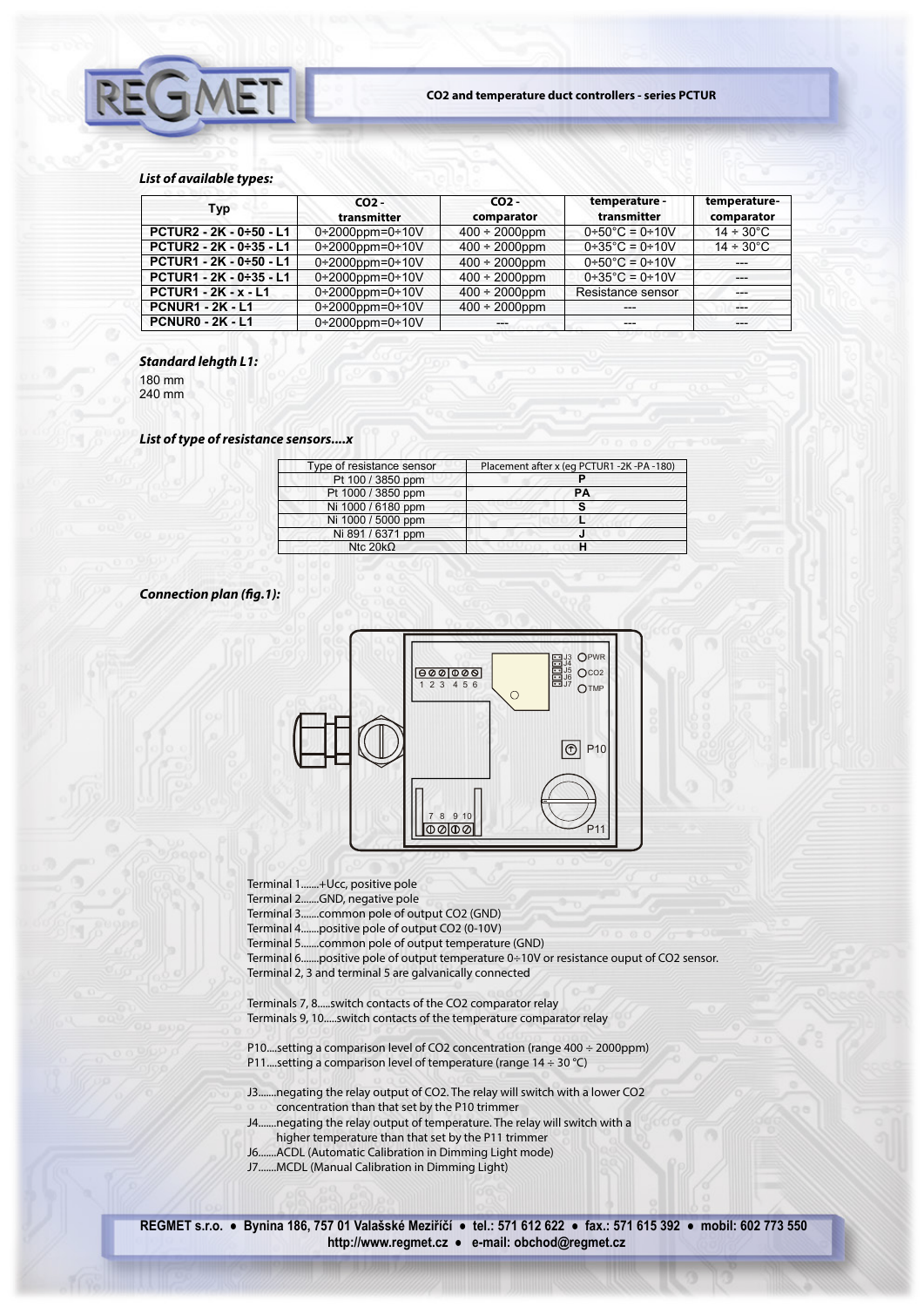### *List of available types:*

| Typ | CO2 - transmitter | CO2 - comparator | temperature - transmitter | temperature- comparator |
|---|---|---|---|---|
| **PCTUR2 - 2K - 0÷50 - L1** | 0÷2000ppm=0÷10V | 400 ÷ 2000ppm | 0÷50°C = 0÷10V | 14 ÷ 30°C |
| **PCTUR2 - 2K - 0÷35 - L1** | 0÷2000ppm=0÷10V | 400 ÷ 2000ppm | 0÷35°C = 0÷10V | 14 ÷ 30°C |
| **PCTUR1 - 2K - 0÷50 - L1** | 0÷2000ppm=0÷10V | 400 ÷ 2000ppm | 0÷50°C = 0÷10V | --- |
| **PCTUR1 - 2K - 0÷35 - L1** | 0÷2000ppm=0÷10V | 400 ÷ 2000ppm | 0÷35°C = 0÷10V | --- |
| **PCTUR1 - 2K - x - L1** | 0÷2000ppm=0÷10V | 400 ÷ 2000ppm | Resistance sensor | --- |
| **PCNUR1 - 2K - L1** | 0÷2000ppm=0÷10V | 400 ÷ 2000ppm | --- | --- |
| **PCNUR0 - 2K - L1** | 0÷2000ppm=0÷10V | --- | --- | --- |

### *Standard lehgth L1:*

180 mm
240 mm

### *List of type of resistance sensors....x*

| Type of resistance sensor | Placement after x (eg PCTUR1 -2K -PA -180) |
|---|---|
| Pt 100 / 3850 ppm | **P** |
| Pt 1000 / 3850 ppm | **PA** |
| Ni 1000 / 6180 ppm | **S** |
| Ni 1000 / 5000 ppm | **L** |
| Ni 891 / 6371 ppm | **J** |
| Ntc 20kΩ | **H** |

### *Connection plan (fig.1):*

Terminal 1.......+Ucc, positive pole
Terminal 2.......GND, negative pole
Terminal 3.......common pole of output CO2 (GND)
Terminal 4.......positive pole of output CO2 (0-10V)
Terminal 5.......common pole of output temperature (GND)
Terminal 6.......positive pole of output temperature 0÷10V or resistance ouput of CO2 sensor.
Terminal 2, 3 and terminal 5 are galvanically connected

Terminals 7, 8.....switch contacts of the CO2 comparator relay
Terminals 9, 10.....switch contacts of the temperature comparator relay

P10....setting a comparison level of CO2 concentration (range 400 ÷ 2000ppm)
P11....setting a comparison level of temperature (range 14 ÷ 30 °C)

J3.......negating the relay output of CO2. The relay will switch with a lower CO2 concentration than that set by the P10 trimmer
J4.......negating the relay output of temperature. The relay will switch with a higher temperature than that set by the P11 trimmer
J6.......ACDL (Automatic Calibration in Dimming Light mode)
J7.......MCDL (Manual Calibration in Dimming Light)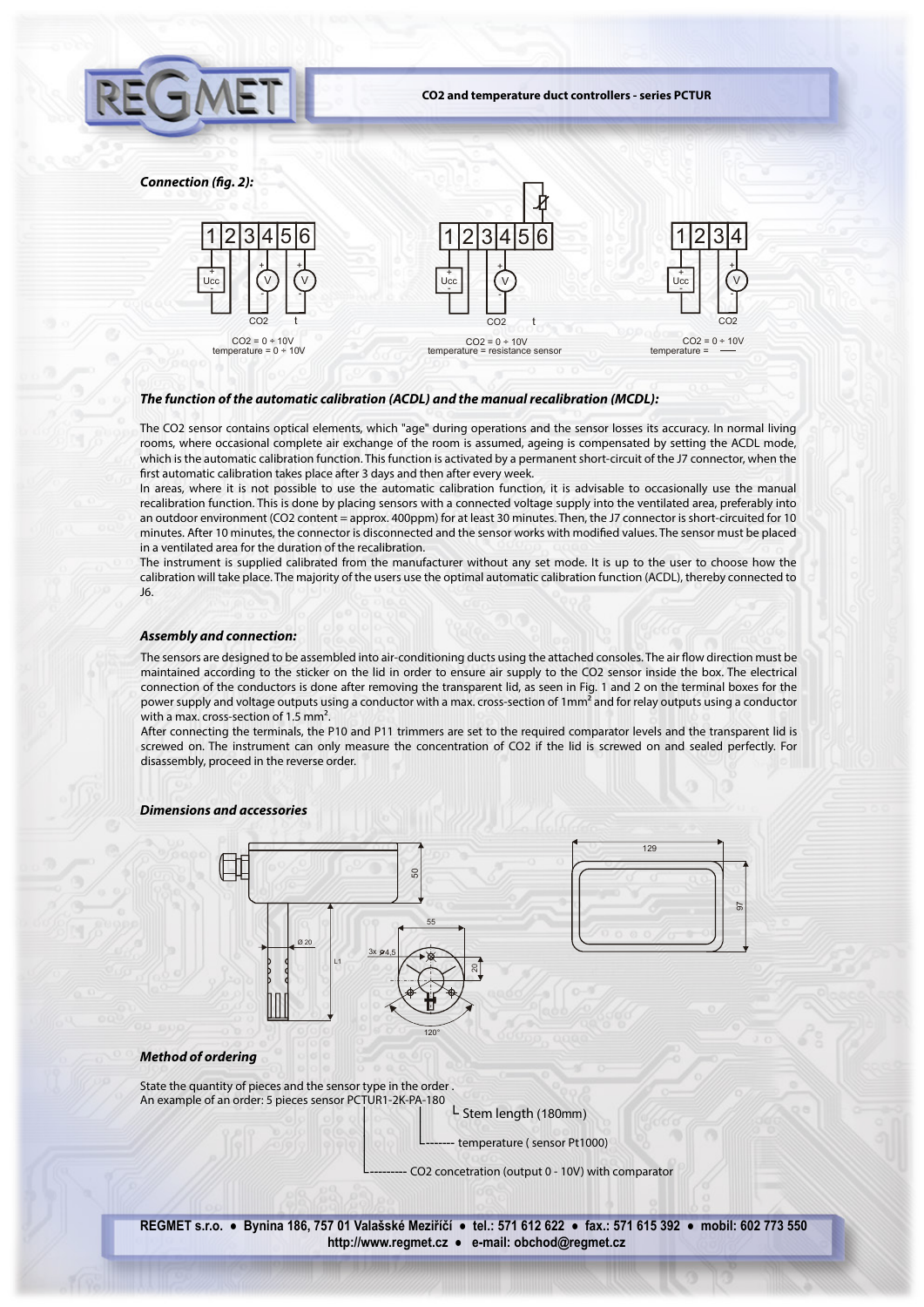*Connection (fig. 2):*

1 2 3 4 5 6
Ucc
V
V
CO2
t
CO2 = 0 ÷ 10V
temperature = 0 ÷ 10V

1 2 3 4 5 6
Ucc
V
CO2
t
CO2 = 0 ÷ 10V
temperature = resistance sensor

1 2 3 4
Ucc
V
CO2
CO2 = 0 ÷ 10V
temperature = —

### *The function of the automatic calibration (ACDL) and the manual recalibration (MCDL):*

The $CO_2$ sensor contains optical elements, which "age" during operations and the sensor losses its accuracy. In normal living rooms, where occasional complete air exchange of the room is assumed, ageing is compensated by setting the ACDL mode, which is the automatic calibration function. This function is activated by a permanent short-circuit of the J7 connector, when the first automatic calibration takes place after 3 days and then after every week.

In areas, where it is not possible to use the automatic calibration function, it is advisable to occasionally use the manual recalibration function. This is done by placing sensors with a connected voltage supply into the ventilated area, preferably into an outdoor environment ($CO_2$ content = approx. 400ppm) for at least 30 minutes. Then, the J7 connector is short-circuited for 10 minutes. After 10 minutes, the connector is disconnected and the sensor works with modified values. The sensor must be placed in a ventilated area for the duration of the recalibration.

The instrument is supplied calibrated from the manufacturer without any set mode. It is up to the user to choose how the calibration will take place. The majority of the users use the optimal automatic calibration function (ACDL), thereby connected to J6.

### *Assembly and connection:*

The sensors are designed to be assembled into air-conditioning ducts using the attached consoles. The air flow direction must be maintained according to the sticker on the lid in order to ensure air supply to the $CO_2$ sensor inside the box. The electrical connection of the conductors is done after removing the transparent lid, as seen in Fig. 1 and 2 on the terminal boxes for the power supply and voltage outputs using a conductor with a max. cross-section of $1mm^2$ and for relay outputs using a conductor with a max. cross-section of $1.5\ mm^2$.

After connecting the terminals, the P10 and P11 trimmers are set to the required comparator levels and the transparent lid is screwed on. The instrument can only measure the concentration of $CO_2$ if the lid is screwed on and sealed perfectly. For disassembly, proceed in the reverse order.

### *Dimensions and accessories*

50
Ø 20
L1
55
3x Ø4,5
20
120°
129
97

### *Method of ordering*

State the quantity of pieces and the sensor type in the order .
An example of an order: 5 pieces sensor PCTUR1-2K-PA-180

└ Stem length (180mm)
└------- temperature ( sensor Pt1000)
└--------- CO2 concetration (output 0 - 10V) with comparator